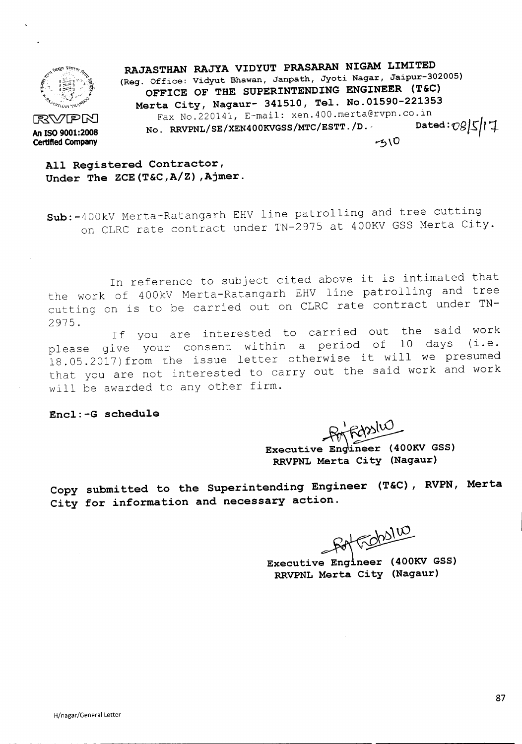RVPN

An ISO 9001:2008 Certified Company

**RAJASTHAN RAJYA VIDYUT PRASARAN NIGAM LIMITED**
(Reg. Office: Vidyut Bhawan, Janpath, Jyoti Nagar, Jaipur-302005)
**OFFICE OF THE SUPERINTENDING ENGINEER (T&C)**
**Merta City, Nagaur- 341510, Tel. No.01590-221353**
Fax No.220141, E-mail: xen.400.merta@rvpn.co.in

No. RRVPNL/SE/XEN400KVGSS/MTC/ESTT./D.-510 Dated: 08/5/17

**All Registered Contractor,**
**Under The ZCE(T&C,A/Z),Ajmer.**

**Sub:**-400kV Merta-Ratangarh EHV line patrolling and tree cutting on CLRC rate contract under TN-2975 at 400KV GSS Merta City.

In reference to subject cited above it is intimated that the work of 400kV Merta-Ratangarh EHV line patrolling and tree cutting on is to be carried out on CLRC rate contract under TN-2975.

If you are interested to carried out the said work please give your consent within a period of 10 days (i.e. 18.05.2017)from the issue letter otherwise it will we presumed that you are not interested to carry out the said work and work will be awarded to any other firm.

**Encl:-G schedule**

Sd/-
**Executive Engineer (400KV GSS)**
**RRVPNL Merta City (Nagaur)**

**Copy submitted to the Superintending Engineer (T&C), RVPN, Merta City for information and necessary action.**

Sd/-
**Executive Engineer (400KV GSS)**
**RRVPNL Merta City (Nagaur)**

H/nagar/General Letter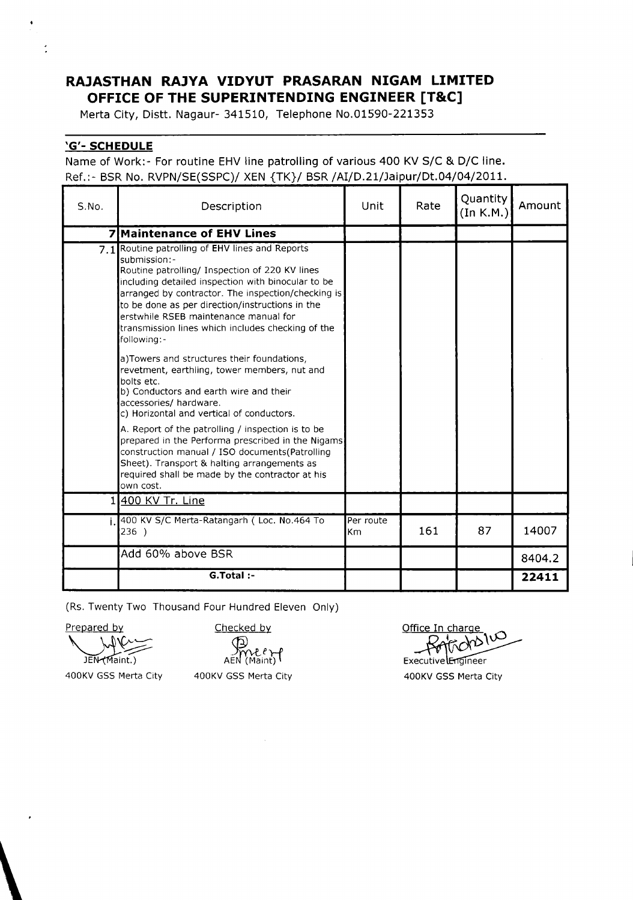# RAJASTHAN RAJYA VIDYUT PRASARAN NIGAM LIMITED
## OFFICE OF THE SUPERINTENDING ENGINEER [T&C]

Merta City, Distt. Nagaur- 341510, Telephone No.01590-221353

**'G'- SCHEDULE**

Name of Work:- For routine EHV line patrolling of various 400 KV S/C & D/C line.
Ref.:- BSR No. RVPN/SE(SSPC)/ XEN {TK}/ BSR /AI/D.21/Jaipur/Dt.04/04/2011.

| S.No. | Description | Unit | Rate | Quantity (In K.M.) | Amount |
|---|---|---|---|---|---|
| 7 | **Maintenance of EHV Lines** | | | | |
| 7.1 | Routine patrolling of EHV lines and Reports submission:-<br>Routine patrolling/ Inspection of 220 KV lines including detailed inspection with binocular to be arranged by contractor. The inspection/checking is to be done as per direction/instructions in the erstwhile RSEB maintenance manual for transmission lines which includes checking of the following:-<br>a)Towers and structures their foundations, revetment, earthling, tower members, nut and bolts etc.<br>b) Conductors and earth wire and their accessories/ hardware.<br>c) Horizontal and vertical of conductors.<br>A. Report of the patrolling / inspection is to be prepared in the Performa prescribed in the Nigams construction manual / ISO documents(Patrolling Sheet). Transport & halting arrangements as required shall be made by the contractor at his own cost. | | | | |
| 1 | 400 KV Tr. Line | | | | |
| i. | 400 KV S/C Merta-Ratangarh ( Loc. No.464 To 236 ) | Per route Km | 161 | 87 | 14007 |
| | Add 60% above BSR | | | | 8404.2 |
| | **G.Total :-** | | | | **22411** |

(Rs. Twenty Two Thousand Four Hundred Eleven Only)

| Prepared by | Checked by | Office In charge |
|---|---|---|
| JEN (Maint.) | AEN (Maint) | Executive Engineer |
| 400KV GSS Merta City | 400KV GSS Merta City | 400KV GSS Merta City |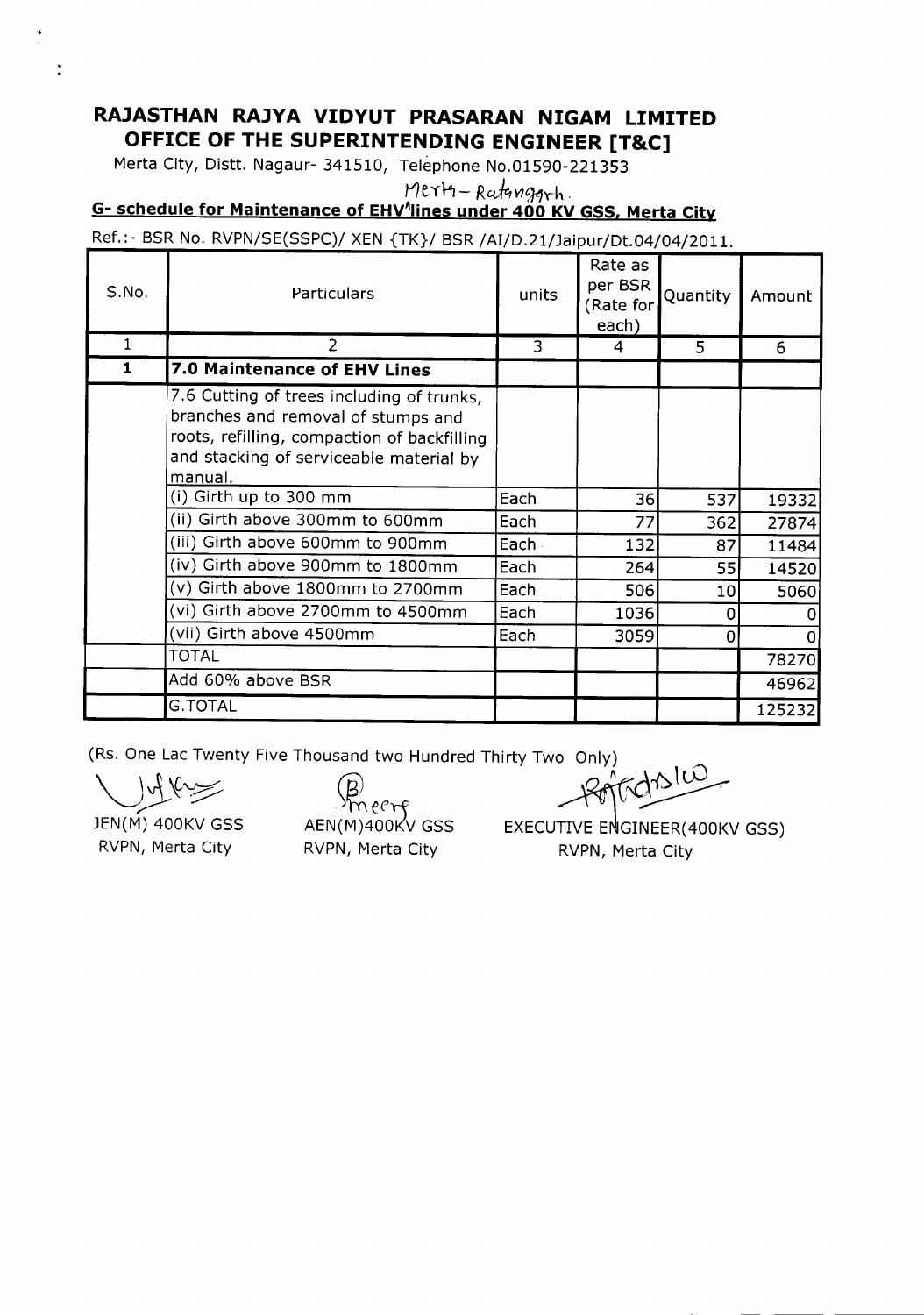# RAJASTHAN RAJYA VIDYUT PRASARAN NIGAM LIMITED
## OFFICE OF THE SUPERINTENDING ENGINEER [T&C]

Merta City, Distt. Nagaur- 341510, Telephone No.01590-221353

Merta - Ratangarh.

**G- schedule for Maintenance of EHV lines under 400 KV GSS, Merta City**

Ref.:- BSR No. RVPN/SE(SSPC)/ XEN {TK}/ BSR /AI/D.21/Jaipur/Dt.04/04/2011.

| S.No. | Particulars | units | Rate as per BSR (Rate for each) | Quantity | Amount |
|---|---|---|---|---|---|
| 1 | 2 | 3 | 4 | 5 | 6 |
| **1** | **7.0 Maintenance of EHV Lines** | | | | |
| | 7.6 Cutting of trees including of trunks, branches and removal of stumps and roots, refilling, compaction of backfilling and stacking of serviceable material by manual. | | | | |
| | (i) Girth up to 300 mm | Each | 36 | 537 | 19332 |
| | (ii) Girth above 300mm to 600mm | Each | 77 | 362 | 27874 |
| | (iii) Girth above 600mm to 900mm | Each | 132 | 87 | 11484 |
| | (iv) Girth above 900mm to 1800mm | Each | 264 | 55 | 14520 |
| | (v) Girth above 1800mm to 2700mm | Each | 506 | 10 | 5060 |
| | (vi) Girth above 2700mm to 4500mm | Each | 1036 | 0 | 0 |
| | (vii) Girth above 4500mm | Each | 3059 | 0 | 0 |
| | TOTAL | | | | 78270 |
| | Add 60% above BSR | | | | 46962 |
| | G.TOTAL | | | | 125232 |

(Rs. One Lac Twenty Five Thousand two Hundred Thirty Two Only)

JEN(M) 400KV GSS
RVPN, Merta City

AEN(M)400KV GSS
RVPN, Merta City

EXECUTIVE ENGINEER(400KV GSS)
RVPN, Merta City